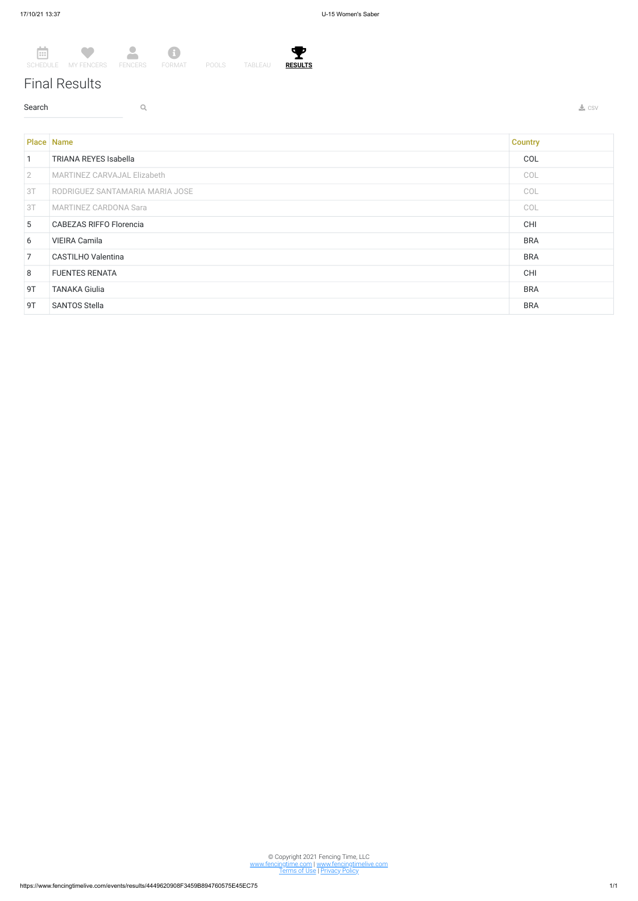SCHEDULE MY FENCERS FENCERS FORMAT POOLS TABLEAU **RESULTS**

# Final Results

Search

CSV

| Place | Name | Country |
|---|---|---|
| 1 | TRIANA REYES Isabella | COL |
| 2 | MARTINEZ CARVAJAL Elizabeth | COL |
| 3T | RODRIGUEZ SANTAMARIA MARIA JOSE | COL |
| 3T | MARTINEZ CARDONA Sara | COL |
| 5 | CABEZAS RIFFO Florencia | CHI |
| 6 | VIEIRA Camila | BRA |
| 7 | CASTILHO Valentina | BRA |
| 8 | FUENTES RENATA | CHI |
| 9T | TANAKA Giulia | BRA |
| 9T | SANTOS Stella | BRA |

© Copyright 2021 Fencing Time, LLC
www.fencingtime.com | www.fencingtimelive.com
Terms of Use | Privacy Policy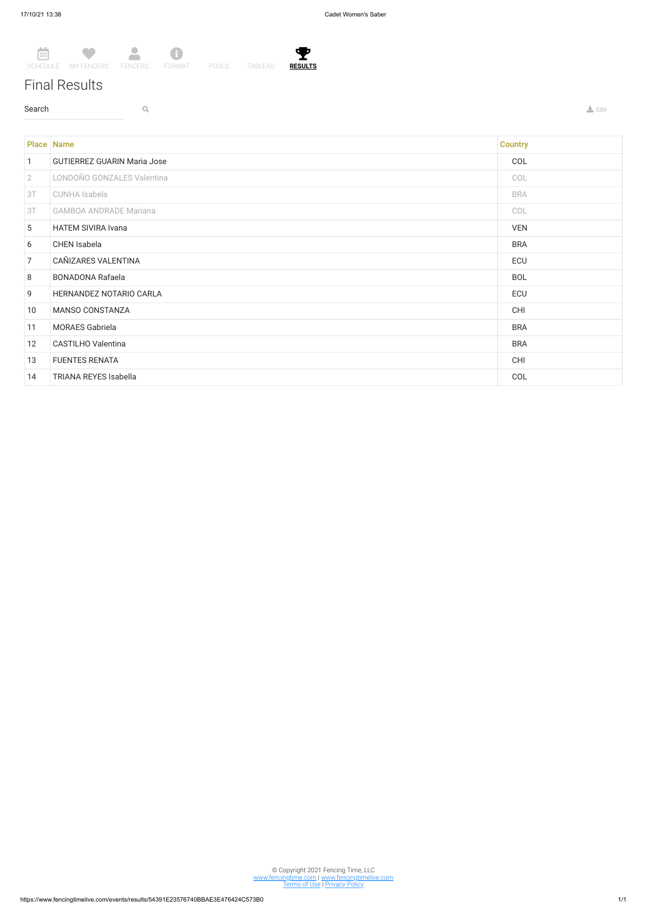SCHEDULE MY FENCERS FENCERS FORMAT POOLS TABLEAU **RESULTS**

# Final Results

Search

CSV

| Place | Name | Country |
|---|---|---|
| 1 | GUTIERREZ GUARIN Maria Jose | COL |
| 2 | LONDOÑO GONZALES Valentina | COL |
| 3T | CUNHA Isabela | BRA |
| 3T | GAMBOA ANDRADE Mariana | COL |
| 5 | HATEM SIVIRA Ivana | VEN |
| 6 | CHEN Isabela | BRA |
| 7 | CAÑIZARES VALENTINA | ECU |
| 8 | BONADONA Rafaela | BOL |
| 9 | HERNANDEZ NOTARIO CARLA | ECU |
| 10 | MANSO CONSTANZA | CHI |
| 11 | MORAES Gabriela | BRA |
| 12 | CASTILHO Valentina | BRA |
| 13 | FUENTES RENATA | CHI |
| 14 | TRIANA REYES Isabella | COL |

© Copyright 2021 Fencing Time, LLC
www.fencingtime.com | www.fencingtimelive.com
Terms of Use | Privacy Policy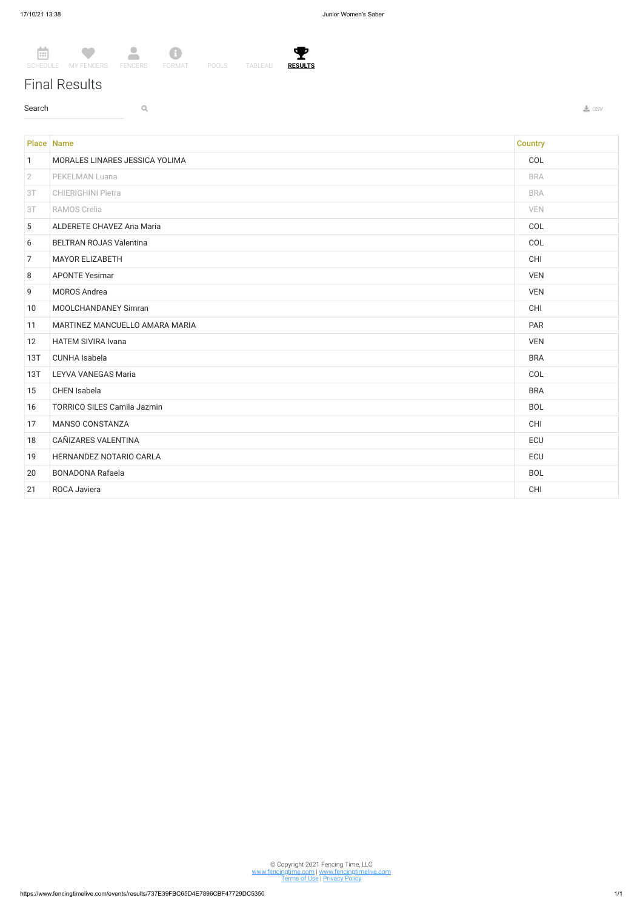SCHEDULE MY FENCERS FENCERS FORMAT POOLS TABLEAU **RESULTS**

# Final Results

Search

CSV

| Place | Name | Country |
|---|---|---|
| 1 | MORALES LINARES JESSICA YOLIMA | COL |
| 2 | PEKELMAN Luana | BRA |
| 3T | CHIERIGHINI Pietra | BRA |
| 3T | RAMOS Crelia | VEN |
| 5 | ALDERETE CHAVEZ Ana Maria | COL |
| 6 | BELTRAN ROJAS Valentina | COL |
| 7 | MAYOR ELIZABETH | CHI |
| 8 | APONTE Yesimar | VEN |
| 9 | MOROS Andrea | VEN |
| 10 | MOOLCHANDANEY Simran | CHI |
| 11 | MARTINEZ MANCUELLO AMARA MARIA | PAR |
| 12 | HATEM SIVIRA Ivana | VEN |
| 13T | CUNHA Isabela | BRA |
| 13T | LEYVA VANEGAS Maria | COL |
| 15 | CHEN Isabela | BRA |
| 16 | TORRICO SILES Camila Jazmin | BOL |
| 17 | MANSO CONSTANZA | CHI |
| 18 | CAÑIZARES VALENTINA | ECU |
| 19 | HERNANDEZ NOTARIO CARLA | ECU |
| 20 | BONADONA Rafaela | BOL |
| 21 | ROCA Javiera | CHI |

© Copyright 2021 Fencing Time, LLC
www.fencingtime.com | www.fencingtimelive.com
Terms of Use | Privacy Policy